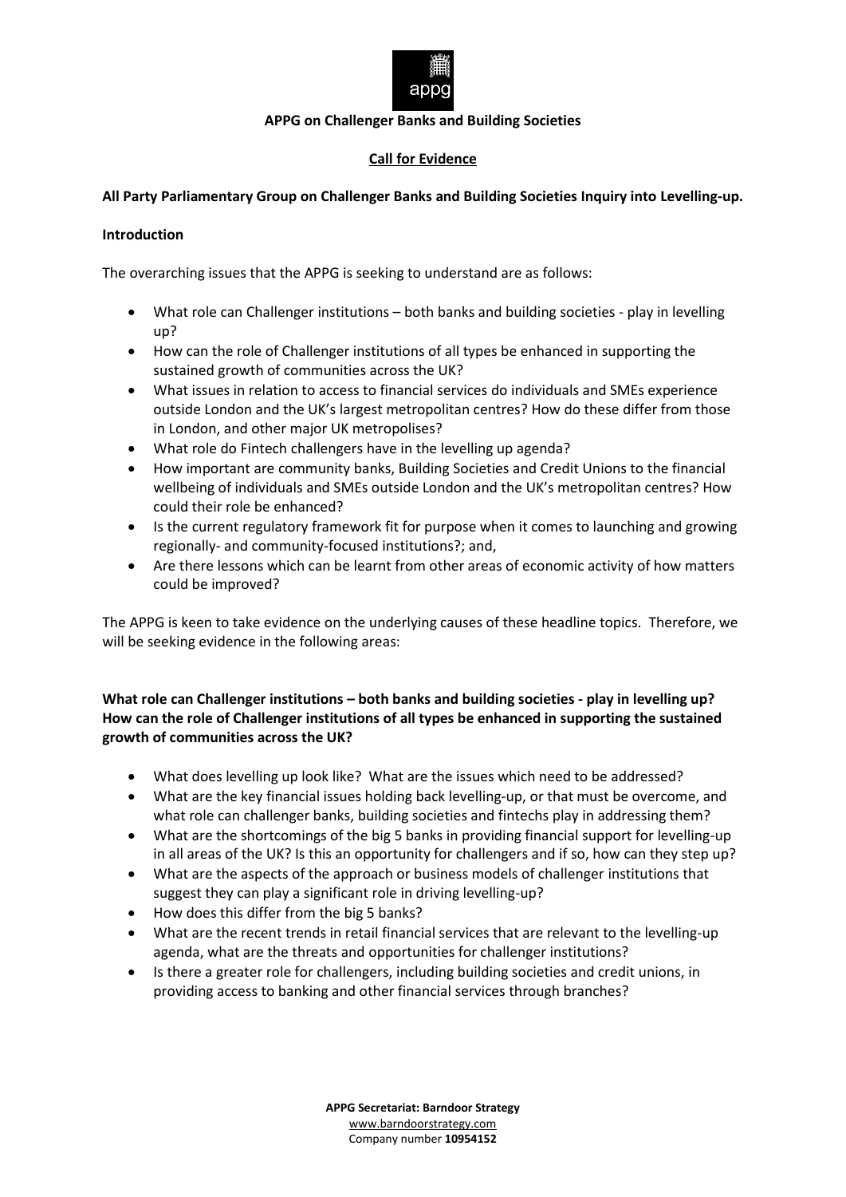**APPG on Challenger Banks and Building Societies**

**Call for Evidence**

**All Party Parliamentary Group on Challenger Banks and Building Societies Inquiry into Levelling-up.**

**Introduction**

The overarching issues that the APPG is seeking to understand are as follows:

- What role can Challenger institutions – both banks and building societies - play in levelling up?
- How can the role of Challenger institutions of all types be enhanced in supporting the sustained growth of communities across the UK?
- What issues in relation to access to financial services do individuals and SMEs experience outside London and the UK's largest metropolitan centres? How do these differ from those in London, and other major UK metropolises?
- What role do Fintech challengers have in the levelling up agenda?
- How important are community banks, Building Societies and Credit Unions to the financial wellbeing of individuals and SMEs outside London and the UK's metropolitan centres? How could their role be enhanced?
- Is the current regulatory framework fit for purpose when it comes to launching and growing regionally- and community-focused institutions?; and,
- Are there lessons which can be learnt from other areas of economic activity of how matters could be improved?

The APPG is keen to take evidence on the underlying causes of these headline topics. Therefore, we will be seeking evidence in the following areas:

**What role can Challenger institutions – both banks and building societies - play in levelling up? How can the role of Challenger institutions of all types be enhanced in supporting the sustained growth of communities across the UK?**

- What does levelling up look like? What are the issues which need to be addressed?
- What are the key financial issues holding back levelling-up, or that must be overcome, and what role can challenger banks, building societies and fintechs play in addressing them?
- What are the shortcomings of the big 5 banks in providing financial support for levelling-up in all areas of the UK? Is this an opportunity for challengers and if so, how can they step up?
- What are the aspects of the approach or business models of challenger institutions that suggest they can play a significant role in driving levelling-up?
- How does this differ from the big 5 banks?
- What are the recent trends in retail financial services that are relevant to the levelling-up agenda, what are the threats and opportunities for challenger institutions?
- Is there a greater role for challengers, including building societies and credit unions, in providing access to banking and other financial services through branches?

**APPG Secretariat: Barndoor Strategy**
www.barndoorstrategy.com
Company number **10954152**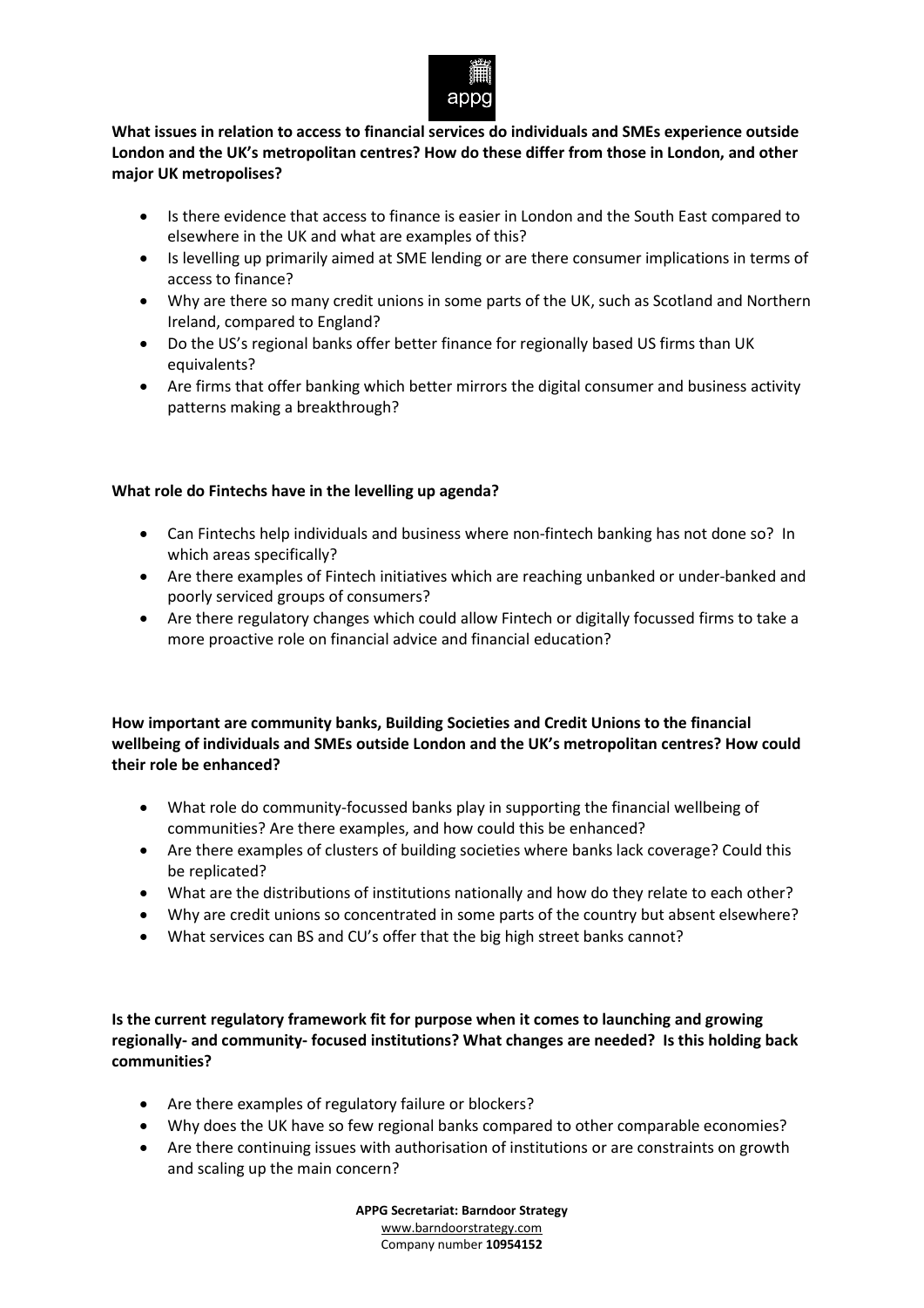**What issues in relation to access to financial services do individuals and SMEs experience outside London and the UK's metropolitan centres? How do these differ from those in London, and other major UK metropolises?**

- Is there evidence that access to finance is easier in London and the South East compared to elsewhere in the UK and what are examples of this?
- Is levelling up primarily aimed at SME lending or are there consumer implications in terms of access to finance?
- Why are there so many credit unions in some parts of the UK, such as Scotland and Northern Ireland, compared to England?
- Do the US's regional banks offer better finance for regionally based US firms than UK equivalents?
- Are firms that offer banking which better mirrors the digital consumer and business activity patterns making a breakthrough?

**What role do Fintechs have in the levelling up agenda?**

- Can Fintechs help individuals and business where non-fintech banking has not done so? In which areas specifically?
- Are there examples of Fintech initiatives which are reaching unbanked or under-banked and poorly serviced groups of consumers?
- Are there regulatory changes which could allow Fintech or digitally focussed firms to take a more proactive role on financial advice and financial education?

**How important are community banks, Building Societies and Credit Unions to the financial wellbeing of individuals and SMEs outside London and the UK's metropolitan centres? How could their role be enhanced?**

- What role do community-focussed banks play in supporting the financial wellbeing of communities? Are there examples, and how could this be enhanced?
- Are there examples of clusters of building societies where banks lack coverage? Could this be replicated?
- What are the distributions of institutions nationally and how do they relate to each other?
- Why are credit unions so concentrated in some parts of the country but absent elsewhere?
- What services can BS and CU's offer that the big high street banks cannot?

**Is the current regulatory framework fit for purpose when it comes to launching and growing regionally- and community- focused institutions? What changes are needed? Is this holding back communities?**

- Are there examples of regulatory failure or blockers?
- Why does the UK have so few regional banks compared to other comparable economies?
- Are there continuing issues with authorisation of institutions or are constraints on growth and scaling up the main concern?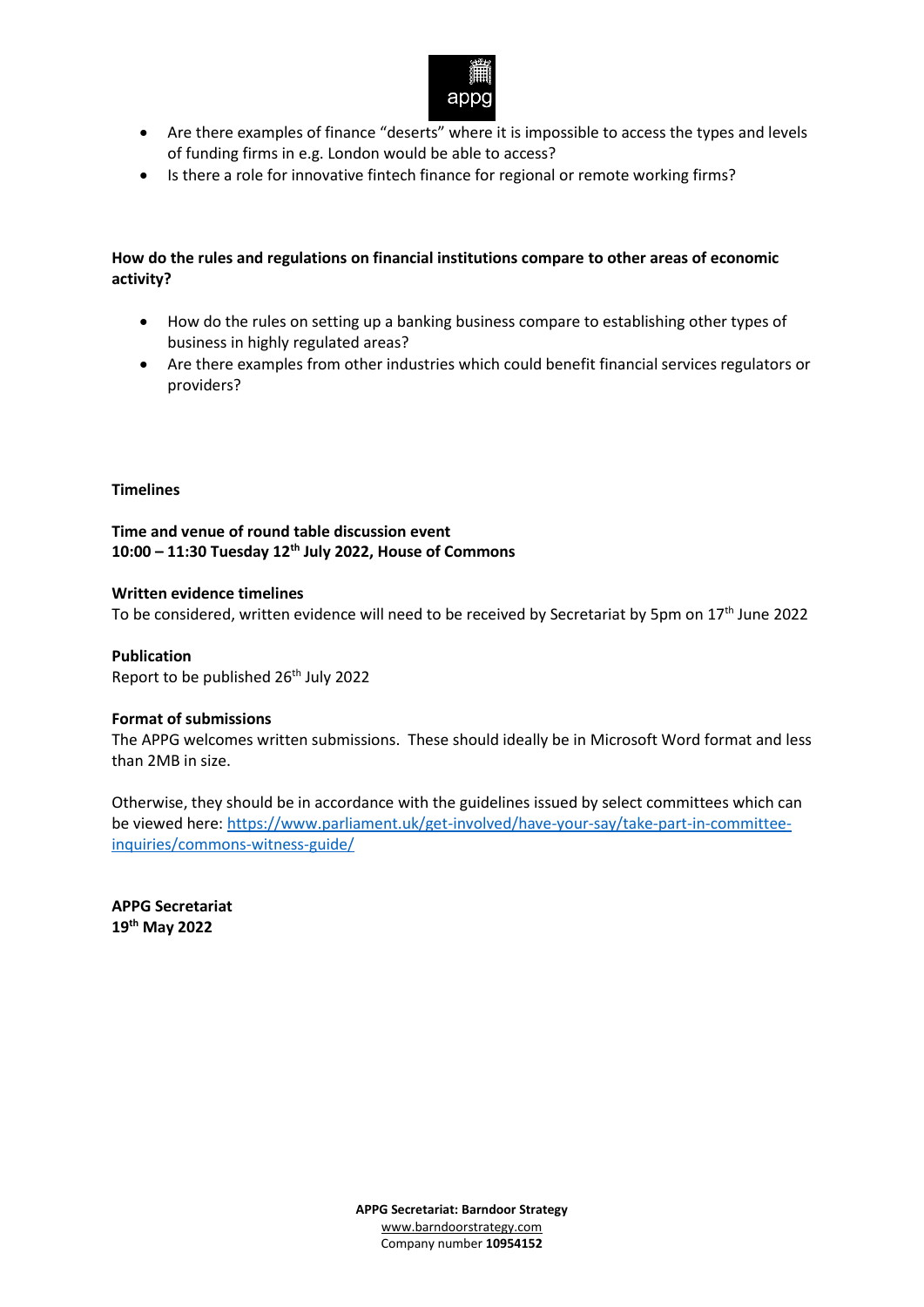- Are there examples of finance "deserts" where it is impossible to access the types and levels of funding firms in e.g. London would be able to access?
- Is there a role for innovative fintech finance for regional or remote working firms?

**How do the rules and regulations on financial institutions compare to other areas of economic activity?**

- How do the rules on setting up a banking business compare to establishing other types of business in highly regulated areas?
- Are there examples from other industries which could benefit financial services regulators or providers?

**Timelines**

**Time and venue of round table discussion event**
**10:00 – 11:30 Tuesday 12th July 2022, House of Commons**

**Written evidence timelines**
To be considered, written evidence will need to be received by Secretariat by 5pm on 17th June 2022

**Publication**
Report to be published 26th July 2022

**Format of submissions**
The APPG welcomes written submissions. These should ideally be in Microsoft Word format and less than 2MB in size.

Otherwise, they should be in accordance with the guidelines issued by select committees which can be viewed here: https://www.parliament.uk/get-involved/have-your-say/take-part-in-committee-inquiries/commons-witness-guide/

**APPG Secretariat**
**19th May 2022**